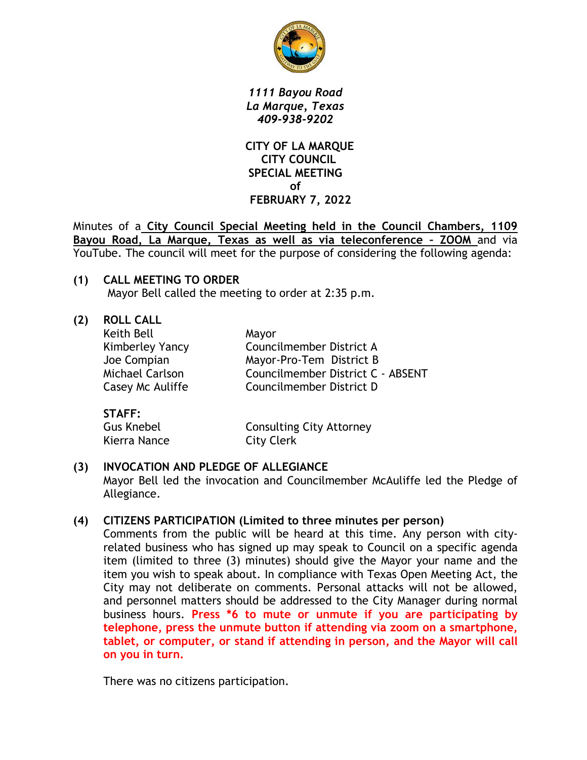*1111 Bayou Road*
*La Marque, Texas*
*409-938-9202*

**CITY OF LA MARQUE**
**CITY COUNCIL**
**SPECIAL MEETING**
**of**
**FEBRUARY 7, 2022**

Minutes of a **City Council Special Meeting held in the Council Chambers, 1109 Bayou Road, La Marque, Texas as well as via teleconference – ZOOM** and via YouTube. The council will meet for the purpose of considering the following agenda:

**(1) CALL MEETING TO ORDER**

Mayor Bell called the meeting to order at 2:35 p.m.

**(2) ROLL CALL**

| | |
|---|---|
| Keith Bell | Mayor |
| Kimberley Yancy | Councilmember District A |
| Joe Compian | Mayor-Pro-Tem District B |
| Michael Carlson | Councilmember District C - ABSENT |
| Casey Mc Auliffe | Councilmember District D |

**STAFF:**

| | |
|---|---|
| Gus Knebel | Consulting City Attorney |
| Kierra Nance | City Clerk |

**(3) INVOCATION AND PLEDGE OF ALLEGIANCE**

Mayor Bell led the invocation and Councilmember McAuliffe led the Pledge of Allegiance.

**(4) CITIZENS PARTICIPATION (Limited to three minutes per person)**

Comments from the public will be heard at this time. Any person with city-related business who has signed up may speak to Council on a specific agenda item (limited to three (3) minutes) should give the Mayor your name and the item you wish to speak about. In compliance with Texas Open Meeting Act, the City may not deliberate on comments. Personal attacks will not be allowed, and personnel matters should be addressed to the City Manager during normal business hours. **Press *6 to mute or unmute if you are participating by telephone, press the unmute button if attending via zoom on a smartphone, tablet, or computer, or stand if attending in person, and the Mayor will call on you in turn.**

There was no citizens participation.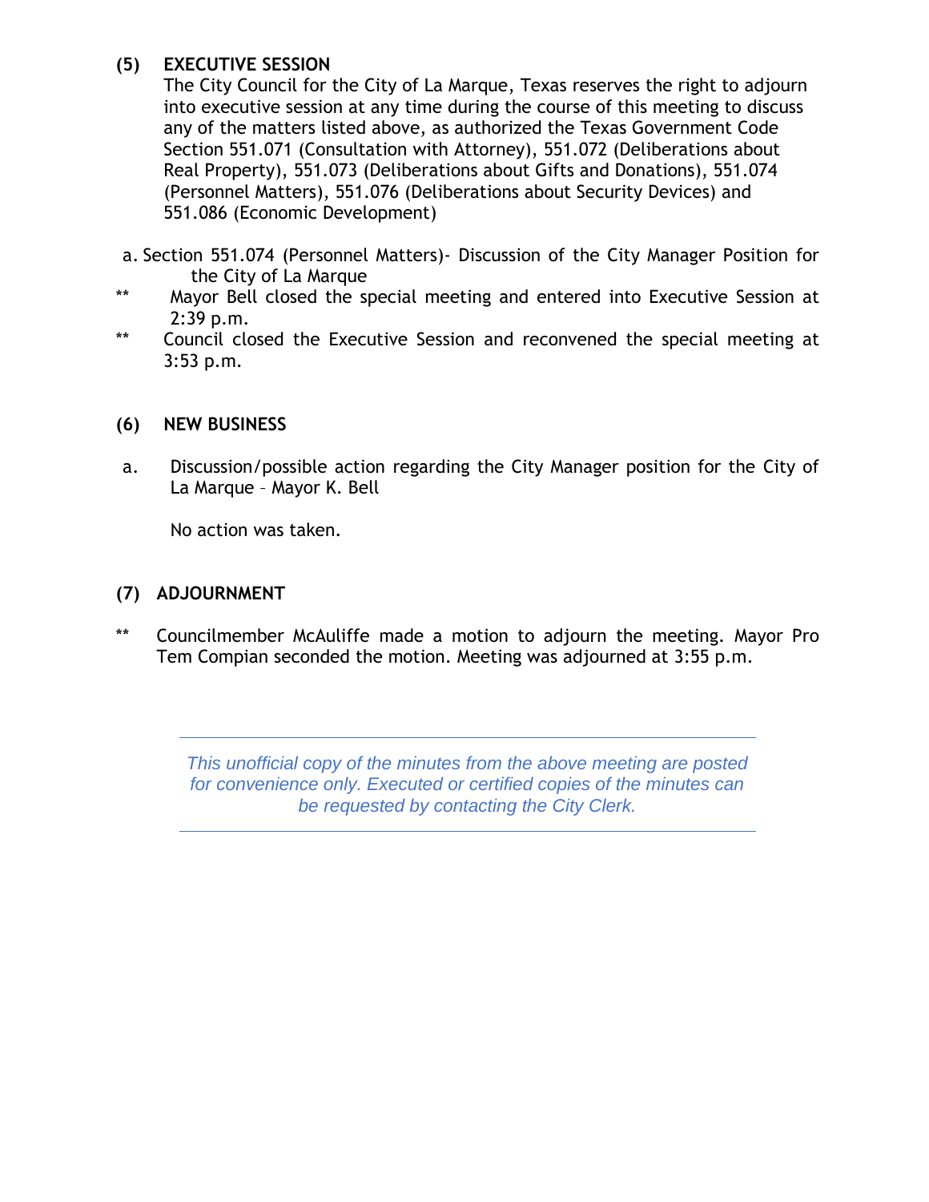**(5) EXECUTIVE SESSION**

The City Council for the City of La Marque, Texas reserves the right to adjourn into executive session at any time during the course of this meeting to discuss any of the matters listed above, as authorized the Texas Government Code Section 551.071 (Consultation with Attorney), 551.072 (Deliberations about Real Property), 551.073 (Deliberations about Gifts and Donations), 551.074 (Personnel Matters), 551.076 (Deliberations about Security Devices) and 551.086 (Economic Development)

a. Section 551.074 (Personnel Matters)- Discussion of the City Manager Position for the City of La Marque

** Mayor Bell closed the special meeting and entered into Executive Session at 2:39 p.m.

** Council closed the Executive Session and reconvened the special meeting at 3:53 p.m.

**(6) NEW BUSINESS**

a. Discussion/possible action regarding the City Manager position for the City of La Marque – Mayor K. Bell

No action was taken.

**(7) ADJOURNMENT**

** Councilmember McAuliffe made a motion to adjourn the meeting. Mayor Pro Tem Compian seconded the motion. Meeting was adjourned at 3:55 p.m.

---

*This unofficial copy of the minutes from the above meeting are posted for convenience only. Executed or certified copies of the minutes can be requested by contacting the City Clerk.*

---